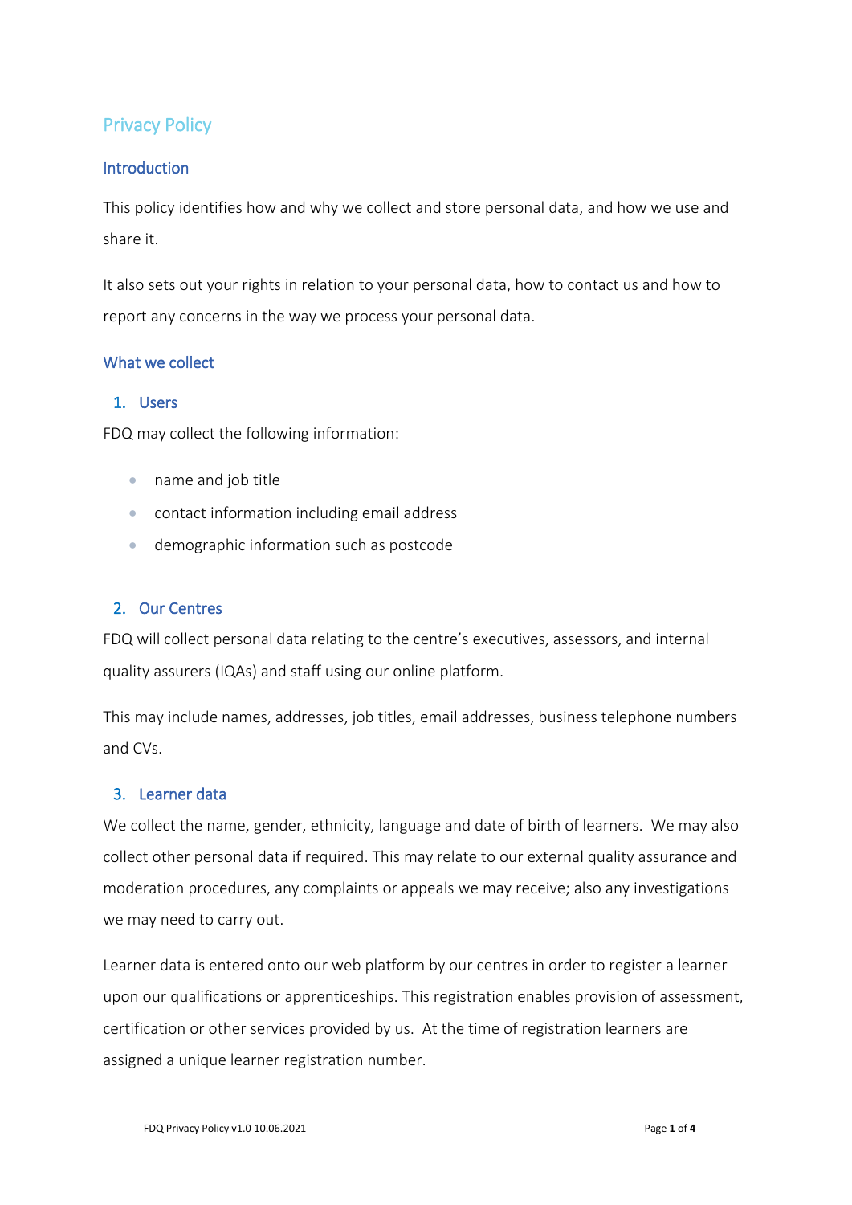# Privacy Policy

## Introduction

This policy identifies how and why we collect and store personal data, and how we use and share it.

It also sets out your rights in relation to your personal data, how to contact us and how to report any concerns in the way we process your personal data.

## What we collect

### 1. Users

FDQ may collect the following information:

- name and job title
- contact information including email address
- demographic information such as postcode

### 2. Our Centres

FDQ will collect personal data relating to the centre's executives, assessors, and internal quality assurers (IQAs) and staff using our online platform.

This may include names, addresses, job titles, email addresses, business telephone numbers and CVs.

### 3. Learner data

We collect the name, gender, ethnicity, language and date of birth of learners. We may also collect other personal data if required. This may relate to our external quality assurance and moderation procedures, any complaints or appeals we may receive; also any investigations we may need to carry out.

Learner data is entered onto our web platform by our centres in order to register a learner upon our qualifications or apprenticeships. This registration enables provision of assessment, certification or other services provided by us. At the time of registration learners are assigned a unique learner registration number.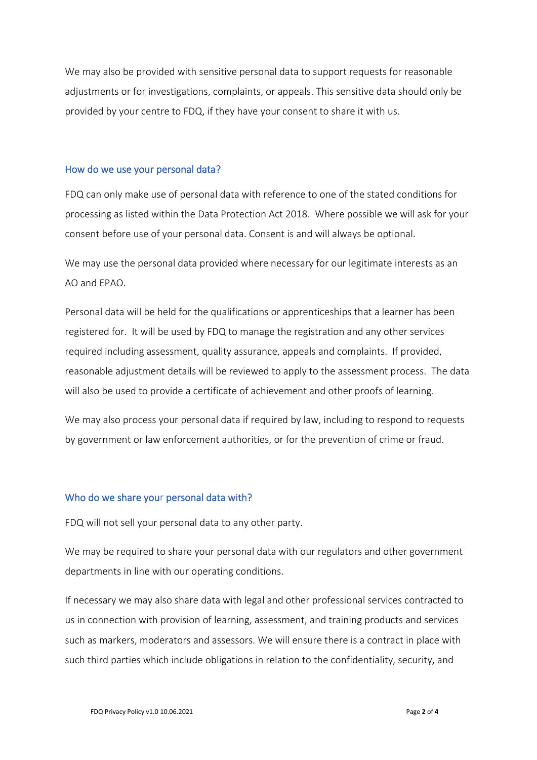We may also be provided with sensitive personal data to support requests for reasonable adjustments or for investigations, complaints, or appeals. This sensitive data should only be provided by your centre to FDQ, if they have your consent to share it with us.

## How do we use your personal data?

FDQ can only make use of personal data with reference to one of the stated conditions for processing as listed within the Data Protection Act 2018. Where possible we will ask for your consent before use of your personal data. Consent is and will always be optional.

We may use the personal data provided where necessary for our legitimate interests as an AO and EPAO.

Personal data will be held for the qualifications or apprenticeships that a learner has been registered for. It will be used by FDQ to manage the registration and any other services required including assessment, quality assurance, appeals and complaints. If provided, reasonable adjustment details will be reviewed to apply to the assessment process. The data will also be used to provide a certificate of achievement and other proofs of learning.

We may also process your personal data if required by law, including to respond to requests by government or law enforcement authorities, or for the prevention of crime or fraud.

## Who do we share your personal data with?

FDQ will not sell your personal data to any other party.

We may be required to share your personal data with our regulators and other government departments in line with our operating conditions.

If necessary we may also share data with legal and other professional services contracted to us in connection with provision of learning, assessment, and training products and services such as markers, moderators and assessors. We will ensure there is a contract in place with such third parties which include obligations in relation to the confidentiality, security, and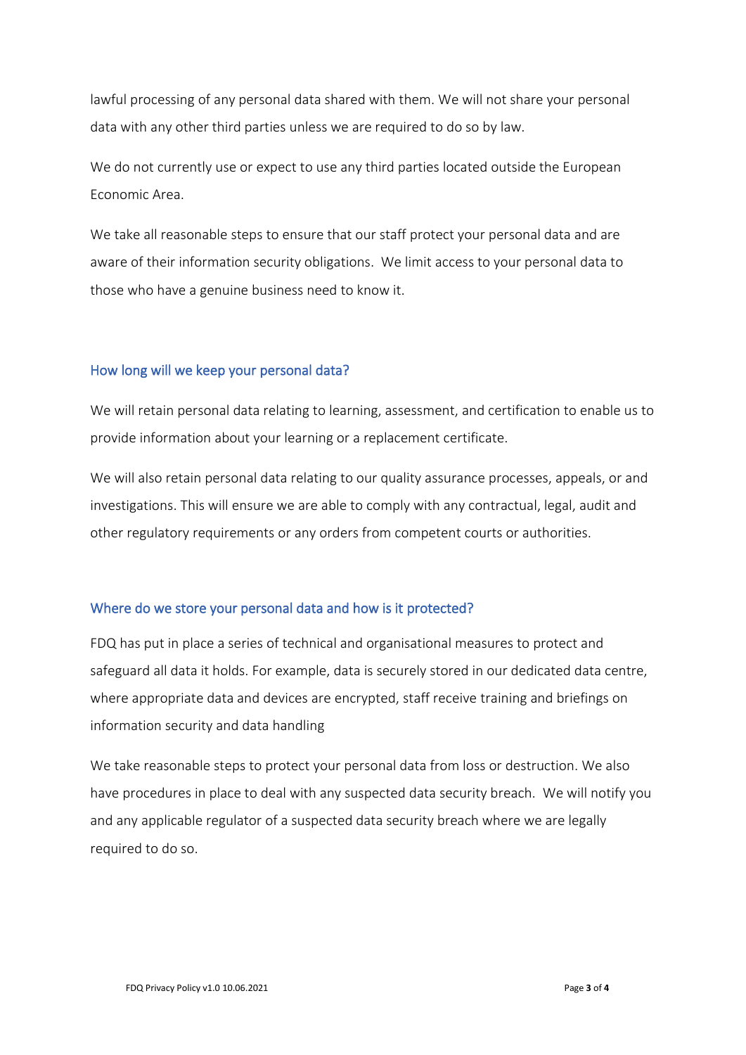lawful processing of any personal data shared with them. We will not share your personal data with any other third parties unless we are required to do so by law.

We do not currently use or expect to use any third parties located outside the European Economic Area.

We take all reasonable steps to ensure that our staff protect your personal data and are aware of their information security obligations. We limit access to your personal data to those who have a genuine business need to know it.

## How long will we keep your personal data?

We will retain personal data relating to learning, assessment, and certification to enable us to provide information about your learning or a replacement certificate.

We will also retain personal data relating to our quality assurance processes, appeals, or and investigations. This will ensure we are able to comply with any contractual, legal, audit and other regulatory requirements or any orders from competent courts or authorities.

## Where do we store your personal data and how is it protected?

FDQ has put in place a series of technical and organisational measures to protect and safeguard all data it holds. For example, data is securely stored in our dedicated data centre, where appropriate data and devices are encrypted, staff receive training and briefings on information security and data handling

We take reasonable steps to protect your personal data from loss or destruction. We also have procedures in place to deal with any suspected data security breach. We will notify you and any applicable regulator of a suspected data security breach where we are legally required to do so.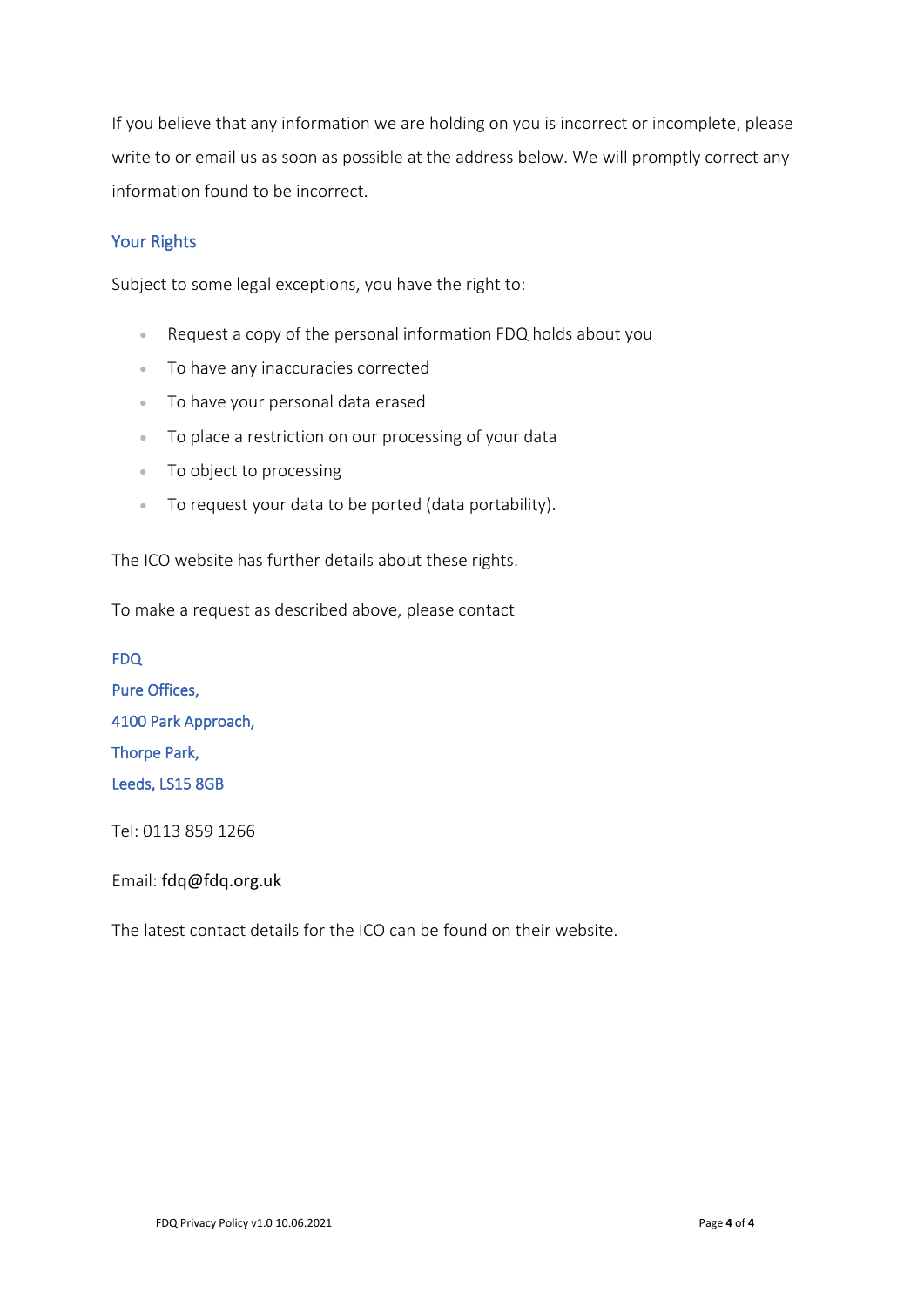If you believe that any information we are holding on you is incorrect or incomplete, please write to or email us as soon as possible at the address below. We will promptly correct any information found to be incorrect.

## Your Rights

Subject to some legal exceptions, you have the right to:

- Request a copy of the personal information FDQ holds about you
- To have any inaccuracies corrected
- To have your personal data erased
- To place a restriction on our processing of your data
- To object to processing
- To request your data to be ported (data portability).

The ICO website has further details about these rights.

To make a request as described above, please contact

FDQ
Pure Offices,
4100 Park Approach,
Thorpe Park,
Leeds, LS15 8GB

Tel: 0113 859 1266

Email: fdq@fdq.org.uk

The latest contact details for the ICO can be found on their website.